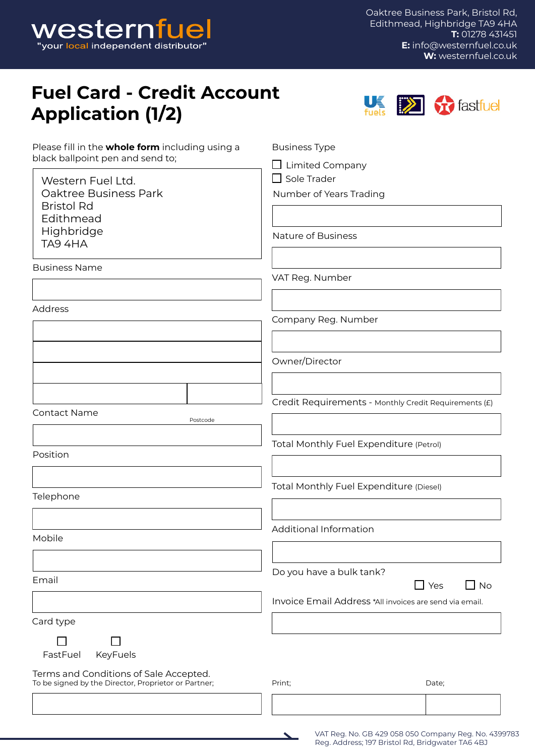westernfuel
"your local independent distributor"

Oaktree Business Park, Bristol Rd,
Edithmead, Highbridge TA9 4HA
**T:** 01278 431451
**E:** info@westernfuel.co.uk
**W:** westernfuel.co.uk

# Fuel Card - Credit Account Application (1/2)

Please fill in the **whole form** including using a black ballpoint pen and send to;

Western Fuel Ltd.
Oaktree Business Park
Bristol Rd
Edithmead
Highbridge
TA9 4HA

Business Name

Address

Postcode

Contact Name

Position

Telephone

Mobile

Email

Card type

☐ FastFuel ☐ KeyFuels

Business Type

☐ Limited Company
☐ Sole Trader

Number of Years Trading

Nature of Business

VAT Reg. Number

Company Reg. Number

Owner/Director

Credit Requirements - Monthly Credit Requirements (£)

Total Monthly Fuel Expenditure (Petrol)

Total Monthly Fuel Expenditure (Diesel)

Additional Information

Do you have a bulk tank? ☐ Yes ☐ No

Invoice Email Address *All invoices are send via email.

Terms and Conditions of Sale Accepted.
To be signed by the Director, Proprietor or Partner;

Print; Date;

VAT Reg. No. GB 429 058 050 Company Reg. No. 4399783
Reg. Address; 197 Bristol Rd, Bridgwater TA6 4BJ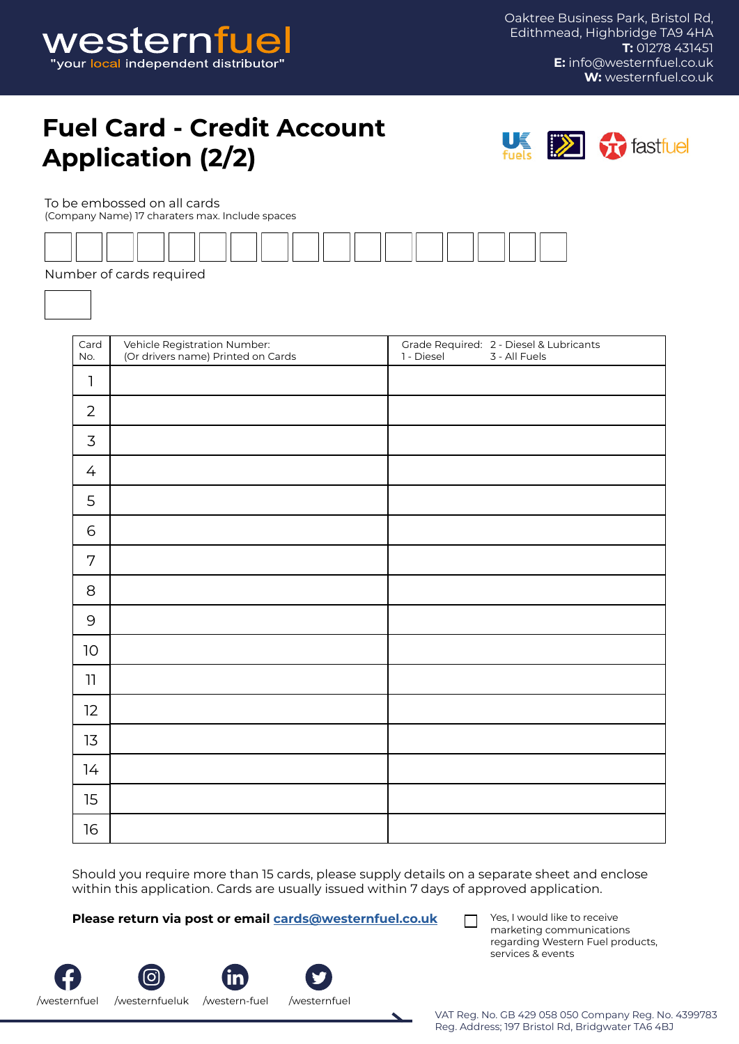westernfuel
"your local independent distributor"

Oaktree Business Park, Bristol Rd,
Edithmead, Highbridge TA9 4HA
**T:** 01278 431451
**E:** info@westernfuel.co.uk
**W:** westernfuel.co.uk

# Fuel Card - Credit Account Application (2/2)

To be embossed on all cards
(Company Name) 17 charaters max. Include spaces

| | | | | | | | | | | | | | | | | |
|---|---|---|---|---|---|---|---|---|---|---|---|---|---|---|---|---|
| | | | | | | | | | | | | | | | | |

Number of cards required

| |
|---|
| |

| Card No. | Vehicle Registration Number: (Or drivers name) Printed on Cards | Grade Required: 1 - Diesel 2 - Diesel & Lubricants 3 - All Fuels |
|---|---|---|
| 1 | | |
| 2 | | |
| 3 | | |
| 4 | | |
| 5 | | |
| 6 | | |
| 7 | | |
| 8 | | |
| 9 | | |
| 10 | | |
| 11 | | |
| 12 | | |
| 13 | | |
| 14 | | |
| 15 | | |
| 16 | | |

Should you require more than 15 cards, please supply details on a separate sheet and enclose within this application. Cards are usually issued within 7 days of approved application.

**Please return via post or email cards@westernfuel.co.uk**

☐ Yes, I would like to receive marketing communications regarding Western Fuel products, services & events

/westernfuel /westernfueluk /western-fuel /westernfuel

VAT Reg. No. GB 429 058 050 Company Reg. No. 4399783
Reg. Address; 197 Bristol Rd, Bridgwater TA6 4BJ